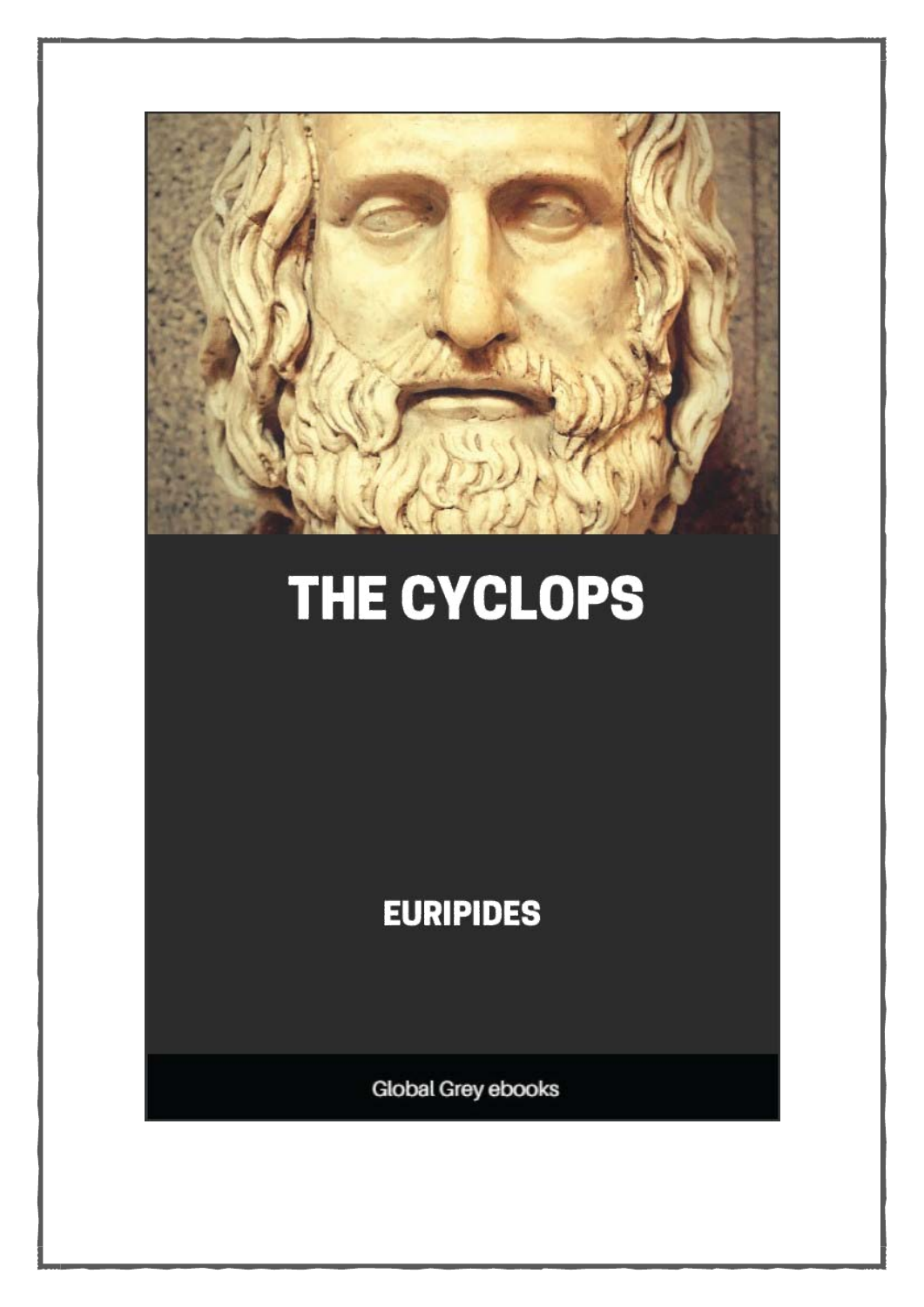# THE CYCLOPS

**EURIPIDES**

Global Grey ebooks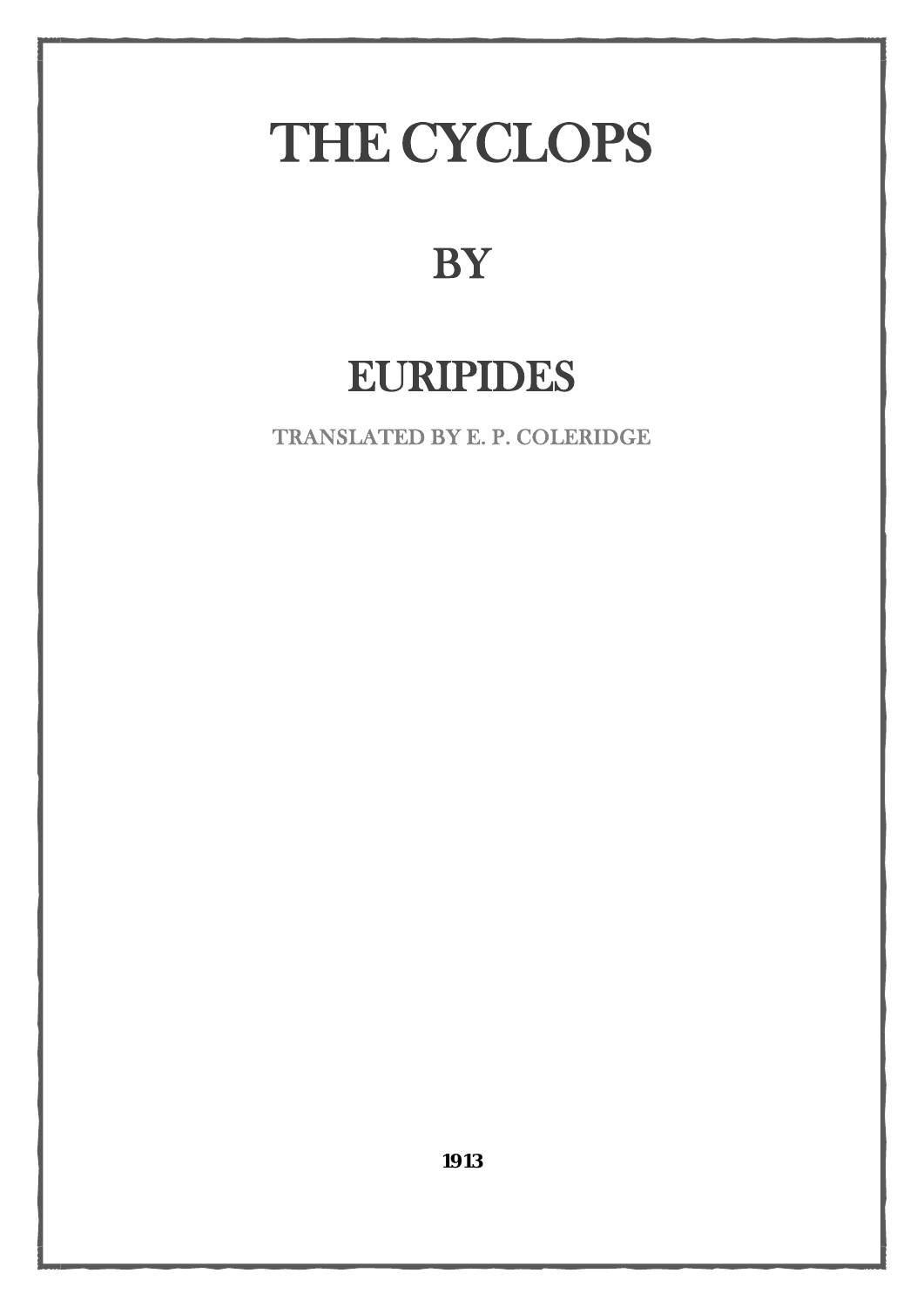# THE CYCLOPS

## BY

## EURIPIDES

TRANSLATED BY E. P. COLERIDGE

**1913**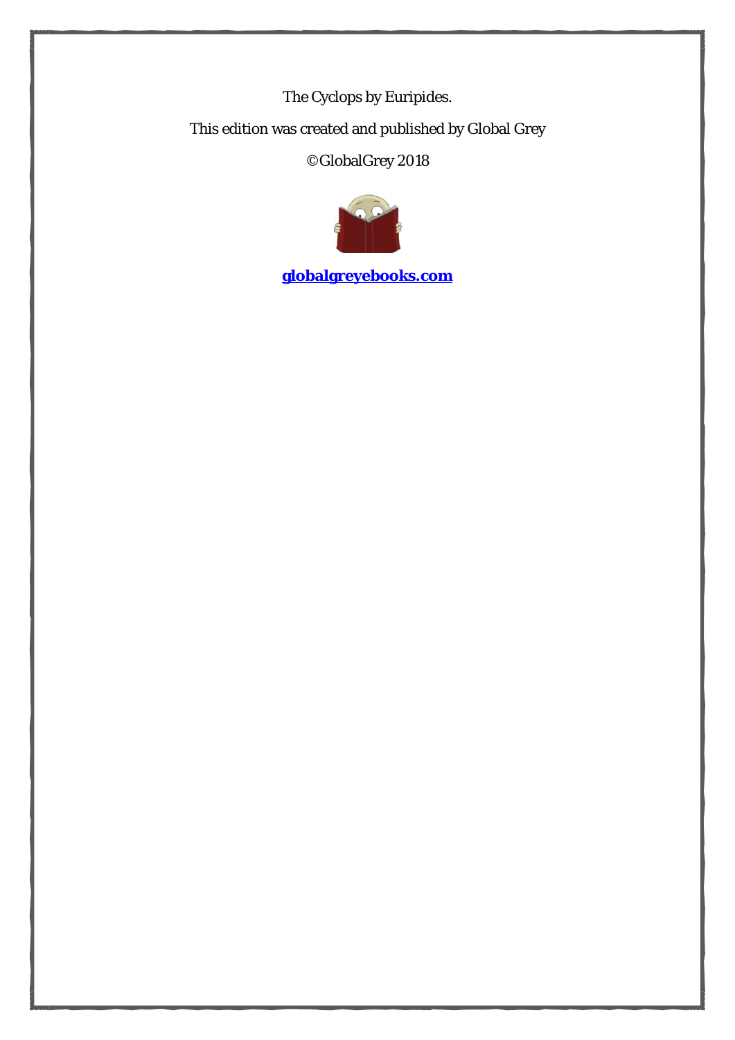The Cyclops by Euripides.

This edition was created and published by Global Grey

©GlobalGrey 2018

**globalgreyebooks.com**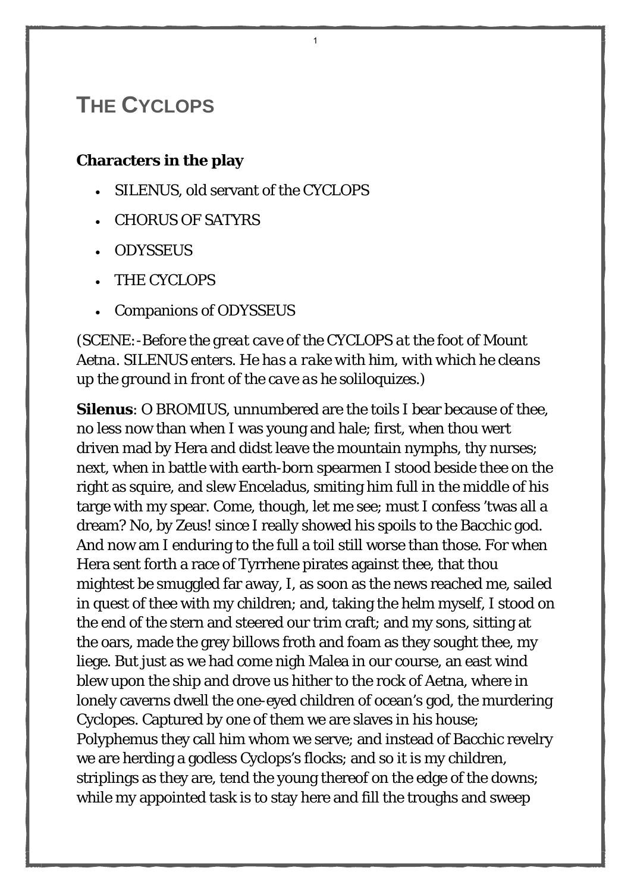# THE CYCLOPS

**Characters in the play**

- SILENUS, old servant of the CYCLOPS
- CHORUS OF SATYRS
- ODYSSEUS
- THE CYCLOPS
- Companions of ODYSSEUS

(*SCENE:-Before the great cave of the CYCLOPS at the foot of Mount Aetna. SILENUS enters. He has a rake with him, with which he cleans up the ground in front of the cave as he soliloquizes.*)

**Silenus**: O BROMIUS, unnumbered are the toils I bear because of thee, no less now than when I was young and hale; first, when thou wert driven mad by Hera and didst leave the mountain nymphs, thy nurses; next, when in battle with earth-born spearmen I stood beside thee on the right as squire, and slew Enceladus, smiting him full in the middle of his targe with my spear. Come, though, let me see; must I confess 'twas all a dream? No, by Zeus! since I really showed his spoils to the Bacchic god. And now am I enduring to the full a toil still worse than those. For when Hera sent forth a race of Tyrrhene pirates against thee, that thou mightest be smuggled far away, I, as soon as the news reached me, sailed in quest of thee with my children; and, taking the helm myself, I stood on the end of the stern and steered our trim craft; and my sons, sitting at the oars, made the grey billows froth and foam as they sought thee, my liege. But just as we had come nigh Malea in our course, an east wind blew upon the ship and drove us hither to the rock of Aetna, where in lonely caverns dwell the one-eyed children of ocean's god, the murdering Cyclopes. Captured by one of them we are slaves in his house; Polyphemus they call him whom we serve; and instead of Bacchic revelry we are herding a godless Cyclops's flocks; and so it is my children, striplings as they are, tend the young thereof on the edge of the downs; while my appointed task is to stay here and fill the troughs and sweep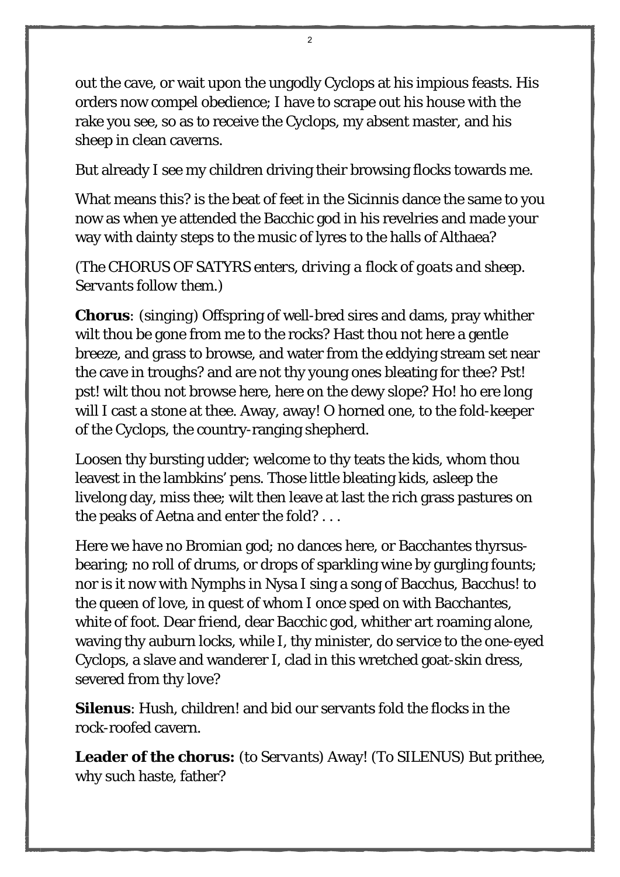out the cave, or wait upon the ungodly Cyclops at his impious feasts. His orders now compel obedience; I have to scrape out his house with the rake you see, so as to receive the Cyclops, my absent master, and his sheep in clean caverns.

But already I see my children driving their browsing flocks towards me.

What means this? is the beat of feet in the Sicinnis dance the same to you now as when ye attended the Bacchic god in his revelries and made your way with dainty steps to the music of lyres to the halls of Althaea?

*(The CHORUS OF SATYRS enters, driving a flock of goats and sheep. Servants follow them.)*

**Chorus**: *(singing)* Offspring of well-bred sires and dams, pray whither wilt thou be gone from me to the rocks? Hast thou not here a gentle breeze, and grass to browse, and water from the eddying stream set near the cave in troughs? and are not thy young ones bleating for thee? Pst! pst! wilt thou not browse here, here on the dewy slope? Ho! ho ere long will I cast a stone at thee. Away, away! O horned one, to the fold-keeper of the Cyclops, the country-ranging shepherd.

Loosen thy bursting udder; welcome to thy teats the kids, whom thou leavest in the lambkins' pens. Those little bleating kids, asleep the livelong day, miss thee; wilt then leave at last the rich grass pastures on the peaks of Aetna and enter the fold? . . .

Here we have no Bromian god; no dances here, or Bacchantes thyrsus-bearing; no roll of drums, or drops of sparkling wine by gurgling founts; nor is it now with Nymphs in Nysa I sing a song of Bacchus, Bacchus! to the queen of love, in quest of whom I once sped on with Bacchantes, white of foot. Dear friend, dear Bacchic god, whither art roaming alone, waving thy auburn locks, while I, thy minister, do service to the one-eyed Cyclops, a slave and wanderer I, clad in this wretched goat-skin dress, severed from thy love?

**Silenus**: Hush, children! and bid our servants fold the flocks in the rock-roofed cavern.

**Leader of the chorus:** *(to Servants)* Away! *(To SILENUS)* But prithee, why such haste, father?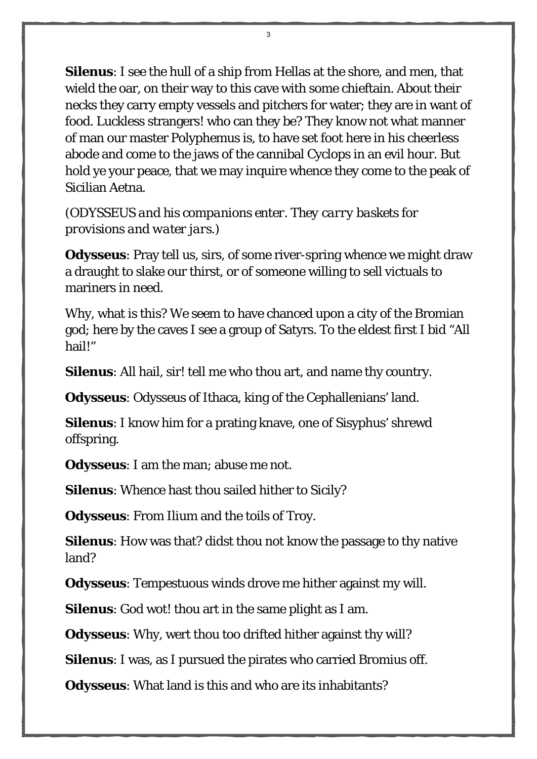**Silenus**: I see the hull of a ship from Hellas at the shore, and men, that wield the oar, on their way to this cave with some chieftain. About their necks they carry empty vessels and pitchers for water; they are in want of food. Luckless strangers! who can they be? They know not what manner of man our master Polyphemus is, to have set foot here in his cheerless abode and come to the jaws of the cannibal Cyclops in an evil hour. But hold ye your peace, that we may inquire whence they come to the peak of Sicilian Aetna.

*(ODYSSEUS and his companions enter. They carry baskets for provisions and water jars.)*

**Odysseus**: Pray tell us, sirs, of some river-spring whence we might draw a draught to slake our thirst, or of someone willing to sell victuals to mariners in need.

Why, what is this? We seem to have chanced upon a city of the Bromian god; here by the caves I see a group of Satyrs. To the eldest first I bid "All hail!"

**Silenus**: All hail, sir! tell me who thou art, and name thy country.

**Odysseus**: Odysseus of Ithaca, king of the Cephallenians' land.

**Silenus**: I know him for a prating knave, one of Sisyphus' shrewd offspring.

**Odysseus**: I am the man; abuse me not.

**Silenus**: Whence hast thou sailed hither to Sicily?

**Odysseus**: From Ilium and the toils of Troy.

**Silenus**: How was that? didst thou not know the passage to thy native land?

**Odysseus**: Tempestuous winds drove me hither against my will.

**Silenus**: God wot! thou art in the same plight as I am.

**Odysseus**: Why, wert thou too drifted hither against thy will?

**Silenus**: I was, as I pursued the pirates who carried Bromius off.

**Odysseus**: What land is this and who are its inhabitants?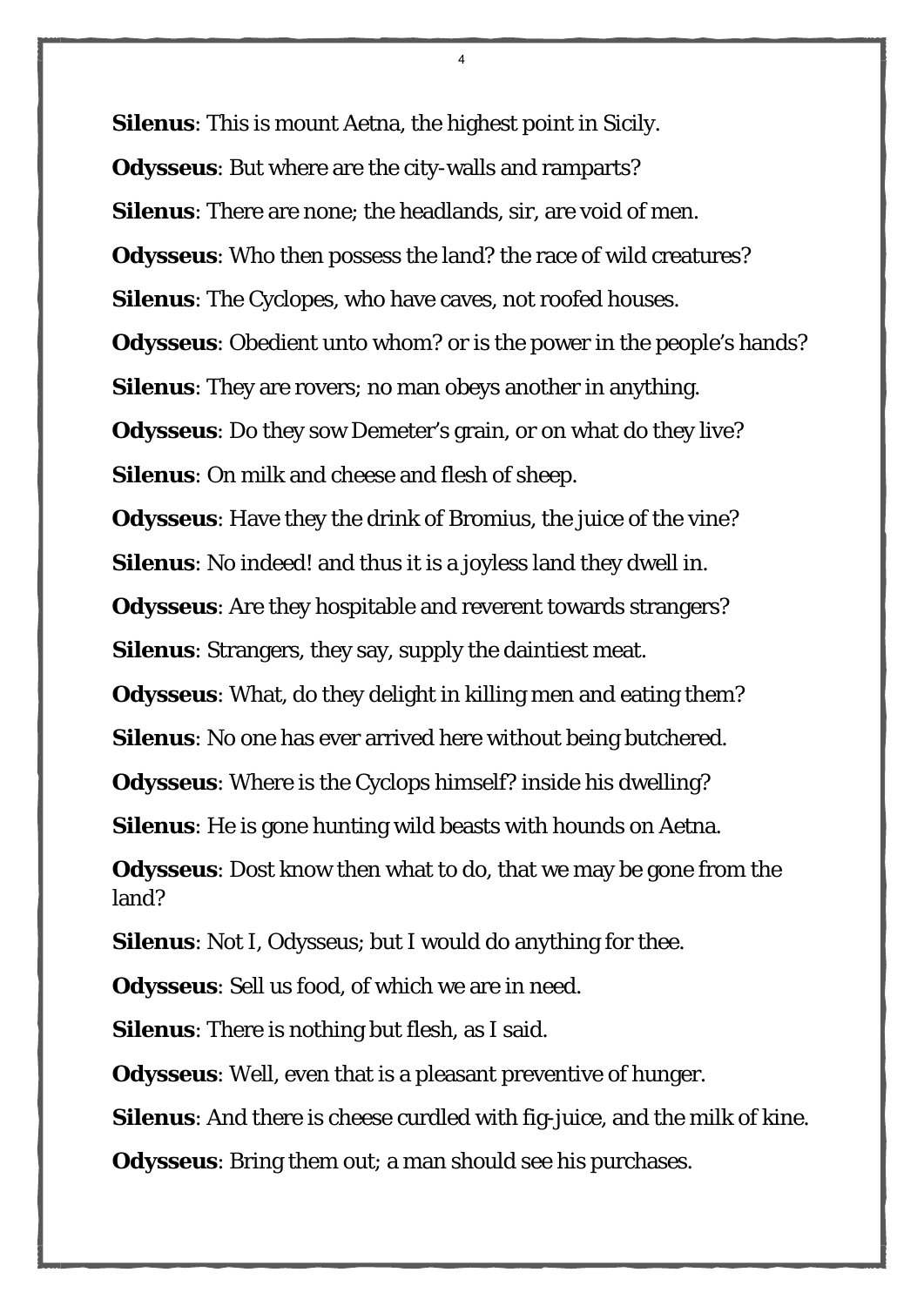**Silenus**: This is mount Aetna, the highest point in Sicily.

**Odysseus**: But where are the city-walls and ramparts?

**Silenus**: There are none; the headlands, sir, are void of men.

**Odysseus**: Who then possess the land? the race of wild creatures?

**Silenus**: The Cyclopes, who have caves, not roofed houses.

**Odysseus**: Obedient unto whom? or is the power in the people's hands?

**Silenus**: They are rovers; no man obeys another in anything.

**Odysseus**: Do they sow Demeter's grain, or on what do they live?

**Silenus**: On milk and cheese and flesh of sheep.

**Odysseus**: Have they the drink of Bromius, the juice of the vine?

**Silenus**: No indeed! and thus it is a joyless land they dwell in.

**Odysseus**: Are they hospitable and reverent towards strangers?

**Silenus**: Strangers, they say, supply the daintiest meat.

**Odysseus**: What, do they delight in killing men and eating them?

**Silenus**: No one has ever arrived here without being butchered.

**Odysseus**: Where is the Cyclops himself? inside his dwelling?

**Silenus**: He is gone hunting wild beasts with hounds on Aetna.

**Odysseus**: Dost know then what to do, that we may be gone from the land?

**Silenus**: Not I, Odysseus; but I would do anything for thee.

**Odysseus**: Sell us food, of which we are in need.

**Silenus**: There is nothing but flesh, as I said.

**Odysseus**: Well, even that is a pleasant preventive of hunger.

**Silenus**: And there is cheese curdled with fig-juice, and the milk of kine.

**Odysseus**: Bring them out; a man should see his purchases.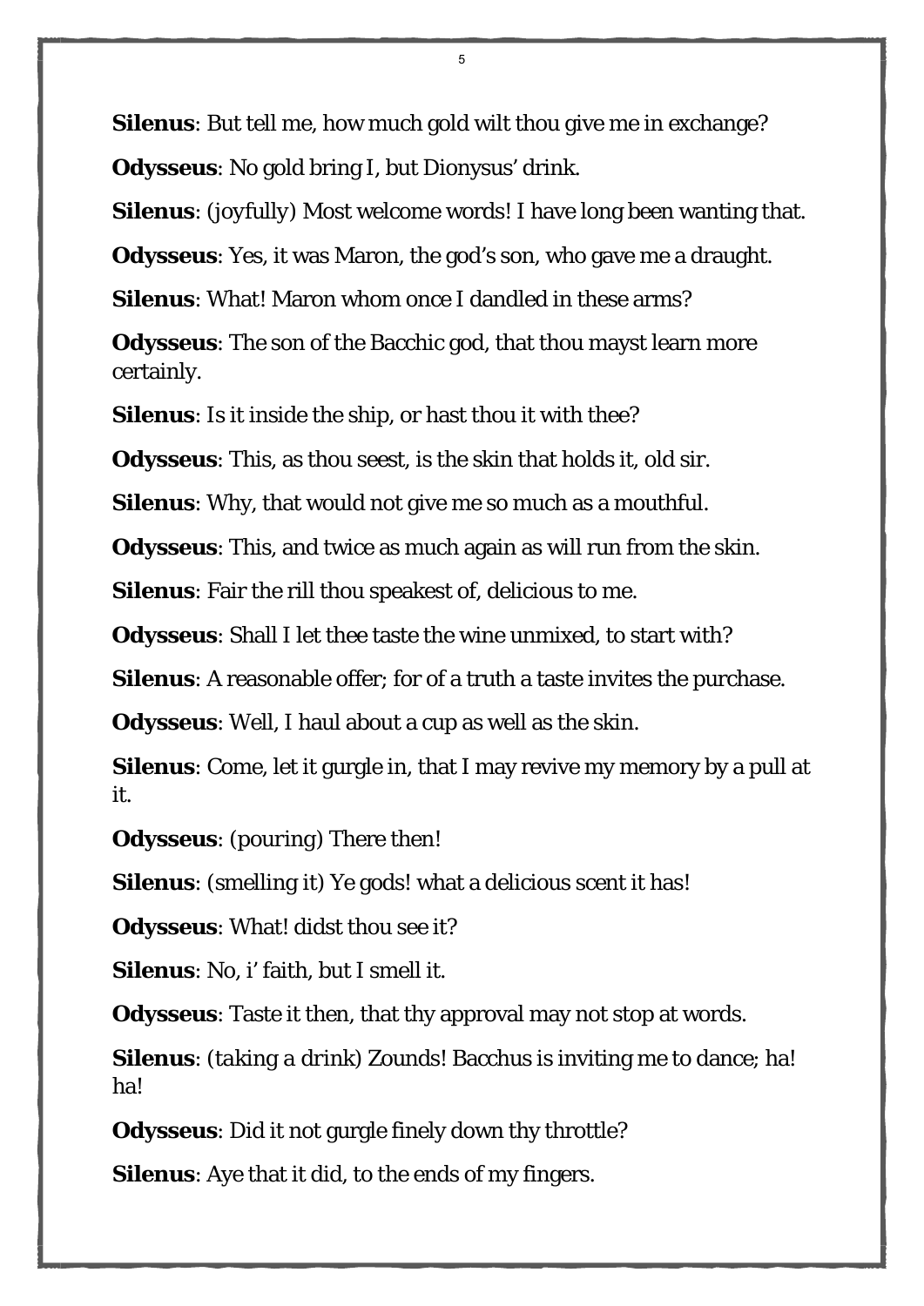**Silenus**: But tell me, how much gold wilt thou give me in exchange?

**Odysseus**: No gold bring I, but Dionysus' drink.

**Silenus**: (joyfully) Most welcome words! I have long been wanting that.

**Odysseus**: Yes, it was Maron, the god's son, who gave me a draught.

**Silenus**: What! Maron whom once I dandled in these arms?

**Odysseus**: The son of the Bacchic god, that thou mayst learn more certainly.

**Silenus**: Is it inside the ship, or hast thou it with thee?

**Odysseus**: This, as thou seest, is the skin that holds it, old sir.

**Silenus**: Why, that would not give me so much as a mouthful.

**Odysseus**: This, and twice as much again as will run from the skin.

**Silenus**: Fair the rill thou speakest of, delicious to me.

**Odysseus**: Shall I let thee taste the wine unmixed, to start with?

**Silenus**: A reasonable offer; for of a truth a taste invites the purchase.

**Odysseus**: Well, I haul about a cup as well as the skin.

**Silenus**: Come, let it gurgle in, that I may revive my memory by a pull at it.

**Odysseus**: (pouring) There then!

**Silenus**: (smelling it) Ye gods! what a delicious scent it has!

**Odysseus**: What! didst thou see it?

**Silenus**: No, i' faith, but I smell it.

**Odysseus**: Taste it then, that thy approval may not stop at words.

**Silenus**: (taking a drink) Zounds! Bacchus is inviting me to dance; ha! ha!

**Odysseus**: Did it not gurgle finely down thy throttle?

**Silenus**: Aye that it did, to the ends of my fingers.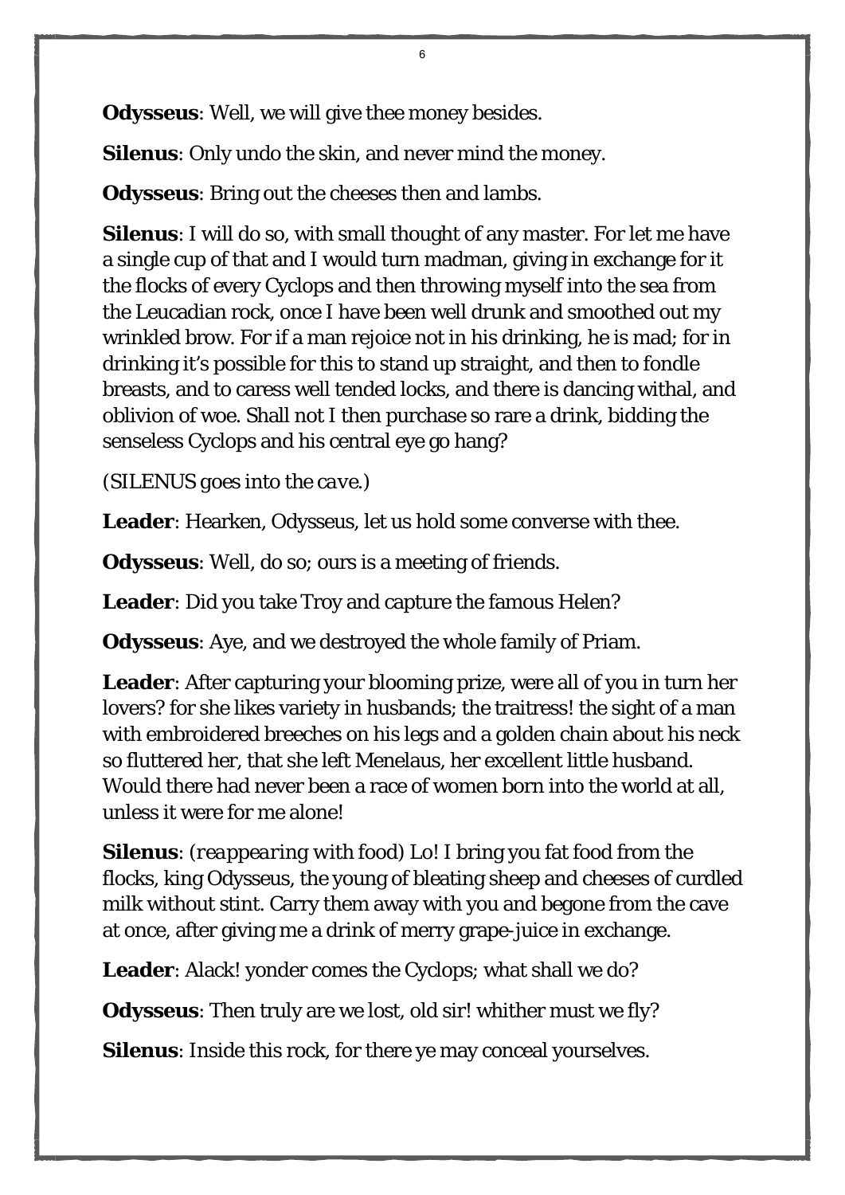**Odysseus**: Well, we will give thee money besides.

**Silenus**: Only undo the skin, and never mind the money.

**Odysseus**: Bring out the cheeses then and lambs.

**Silenus**: I will do so, with small thought of any master. For let me have a single cup of that and I would turn madman, giving in exchange for it the flocks of every Cyclops and then throwing myself into the sea from the Leucadian rock, once I have been well drunk and smoothed out my wrinkled brow. For if a man rejoice not in his drinking, he is mad; for in drinking it's possible for this to stand up straight, and then to fondle breasts, and to caress well tended locks, and there is dancing withal, and oblivion of woe. Shall not I then purchase so rare a drink, bidding the senseless Cyclops and his central eye go hang?

*(SILENUS goes into the cave.)*

**Leader**: Hearken, Odysseus, let us hold some converse with thee.

**Odysseus**: Well, do so; ours is a meeting of friends.

**Leader**: Did you take Troy and capture the famous Helen?

**Odysseus**: Aye, and we destroyed the whole family of Priam.

**Leader**: After capturing your blooming prize, were all of you in turn her lovers? for she likes variety in husbands; the traitress! the sight of a man with embroidered breeches on his legs and a golden chain about his neck so fluttered her, that she left Menelaus, her excellent little husband. Would there had never been a race of women born into the world at all, unless it were for me alone!

**Silenus**: *(reappearing with food)* Lo! I bring you fat food from the flocks, king Odysseus, the young of bleating sheep and cheeses of curdled milk without stint. Carry them away with you and begone from the cave at once, after giving me a drink of merry grape-juice in exchange.

**Leader**: Alack! yonder comes the Cyclops; what shall we do?

**Odysseus**: Then truly are we lost, old sir! whither must we fly?

**Silenus**: Inside this rock, for there ye may conceal yourselves.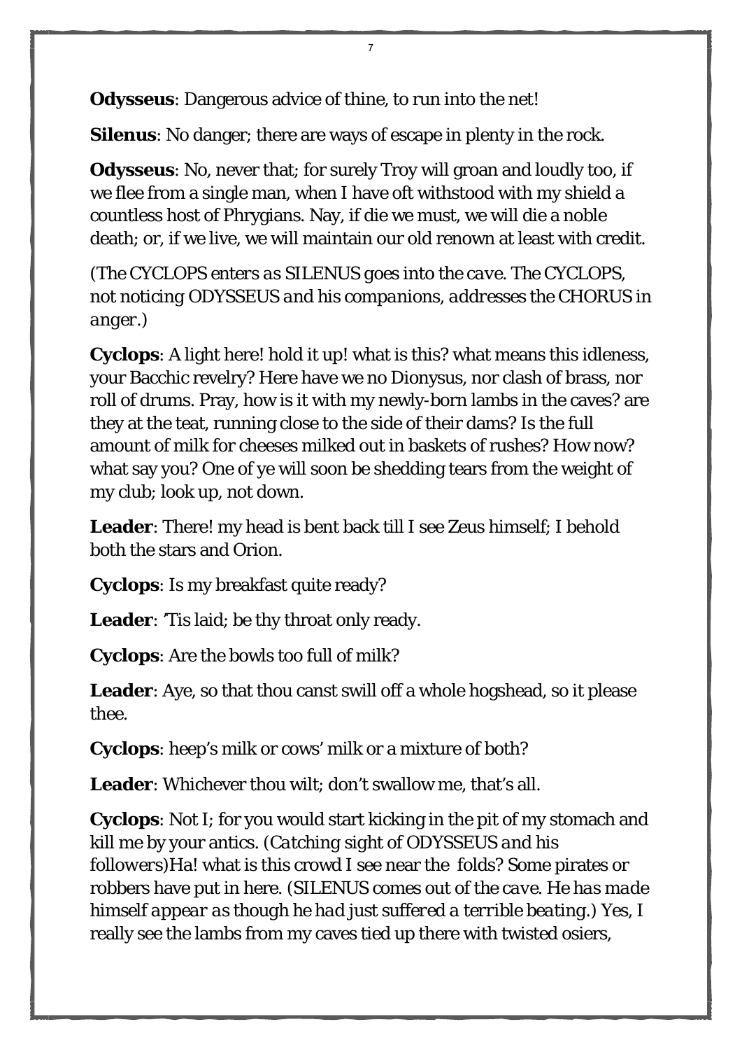**Odysseus**: Dangerous advice of thine, to run into the net!

**Silenus**: No danger; there are ways of escape in plenty in the rock.

**Odysseus**: No, never that; for surely Troy will groan and loudly too, if we flee from a single man, when I have oft withstood with my shield a countless host of Phrygians. Nay, if die we must, we will die a noble death; or, if we live, we will maintain our old renown at least with credit.

*(The CYCLOPS enters as SILENUS goes into the cave. The CYCLOPS, not noticing ODYSSEUS and his companions, addresses the CHORUS in anger.)*

**Cyclops**: A light here! hold it up! what is this? what means this idleness, your Bacchic revelry? Here have we no Dionysus, nor clash of brass, nor roll of drums. Pray, how is it with my newly-born lambs in the caves? are they at the teat, running close to the side of their dams? Is the full amount of milk for cheeses milked out in baskets of rushes? How now? what say you? One of ye will soon be shedding tears from the weight of my club; look up, not down.

**Leader**: There! my head is bent back till I see Zeus himself; I behold both the stars and Orion.

**Cyclops**: Is my breakfast quite ready?

**Leader**: 'Tis laid; be thy throat only ready.

**Cyclops**: Are the bowls too full of milk?

**Leader**: Aye, so that thou canst swill off a whole hogshead, so it please thee.

**Cyclops**: heep's milk or cows' milk or a mixture of both?

**Leader**: Whichever thou wilt; don't swallow me, that's all.

**Cyclops**: Not I; for you would start kicking in the pit of my stomach and kill me by your antics. *(Catching sight of ODYSSEUS and his followers)*Ha! what is this crowd I see near the folds? Some pirates or robbers have put in here. *(SILENUS comes out of the cave. He has made himself appear as though he had just suffered a terrible beating.)* Yes, I really see the lambs from my caves tied up there with twisted osiers,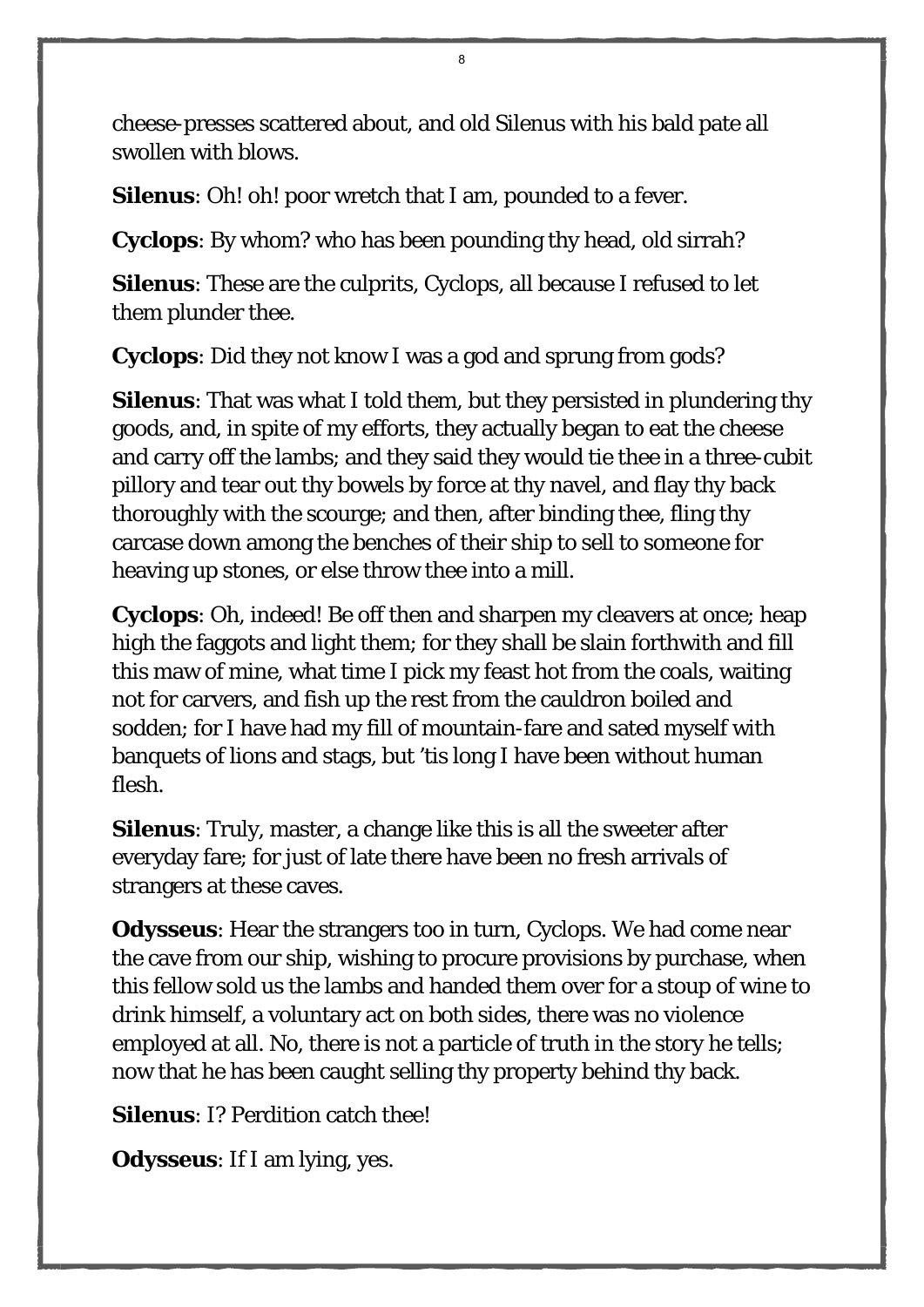cheese-presses scattered about, and old Silenus with his bald pate all swollen with blows.

**Silenus**: Oh! oh! poor wretch that I am, pounded to a fever.

**Cyclops**: By whom? who has been pounding thy head, old sirrah?

**Silenus**: These are the culprits, Cyclops, all because I refused to let them plunder thee.

**Cyclops**: Did they not know I was a god and sprung from gods?

**Silenus**: That was what I told them, but they persisted in plundering thy goods, and, in spite of my efforts, they actually began to eat the cheese and carry off the lambs; and they said they would tie thee in a three-cubit pillory and tear out thy bowels by force at thy navel, and flay thy back thoroughly with the scourge; and then, after binding thee, fling thy carcase down among the benches of their ship to sell to someone for heaving up stones, or else throw thee into a mill.

**Cyclops**: Oh, indeed! Be off then and sharpen my cleavers at once; heap high the faggots and light them; for they shall be slain forthwith and fill this maw of mine, what time I pick my feast hot from the coals, waiting not for carvers, and fish up the rest from the cauldron boiled and sodden; for I have had my fill of mountain-fare and sated myself with banquets of lions and stags, but 'tis long I have been without human flesh.

**Silenus**: Truly, master, a change like this is all the sweeter after everyday fare; for just of late there have been no fresh arrivals of strangers at these caves.

**Odysseus**: Hear the strangers too in turn, Cyclops. We had come near the cave from our ship, wishing to procure provisions by purchase, when this fellow sold us the lambs and handed them over for a stoup of wine to drink himself, a voluntary act on both sides, there was no violence employed at all. No, there is not a particle of truth in the story he tells; now that he has been caught selling thy property behind thy back.

**Silenus**: I? Perdition catch thee!

**Odysseus**: If I am lying, yes.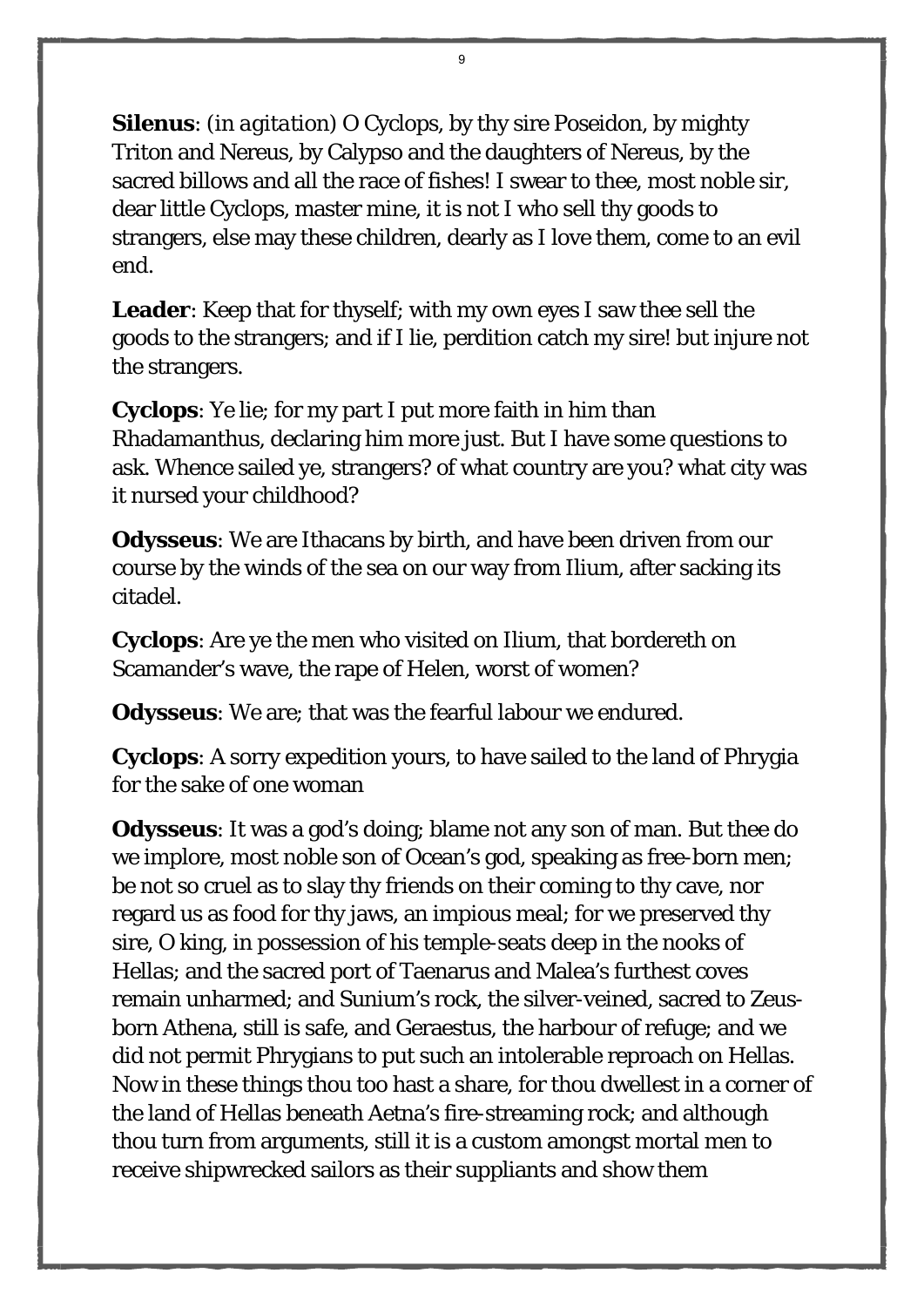**Silenus**: *(in agitation)* O Cyclops, by thy sire Poseidon, by mighty Triton and Nereus, by Calypso and the daughters of Nereus, by the sacred billows and all the race of fishes! I swear to thee, most noble sir, dear little Cyclops, master mine, it is not I who sell thy goods to strangers, else may these children, dearly as I love them, come to an evil end.

**Leader**: Keep that for thyself; with my own eyes I saw thee sell the goods to the strangers; and if I lie, perdition catch my sire! but injure not the strangers.

**Cyclops**: Ye lie; for my part I put more faith in him than Rhadamanthus, declaring him more just. But I have some questions to ask. Whence sailed ye, strangers? of what country are you? what city was it nursed your childhood?

**Odysseus**: We are Ithacans by birth, and have been driven from our course by the winds of the sea on our way from Ilium, after sacking its citadel.

**Cyclops**: Are ye the men who visited on Ilium, that bordereth on Scamander's wave, the rape of Helen, worst of women?

**Odysseus**: We are; that was the fearful labour we endured.

**Cyclops**: A sorry expedition yours, to have sailed to the land of Phrygia for the sake of one woman

**Odysseus**: It was a god's doing; blame not any son of man. But thee do we implore, most noble son of Ocean's god, speaking as free-born men; be not so cruel as to slay thy friends on their coming to thy cave, nor regard us as food for thy jaws, an impious meal; for we preserved thy sire, O king, in possession of his temple-seats deep in the nooks of Hellas; and the sacred port of Taenarus and Malea's furthest coves remain unharmed; and Sunium's rock, the silver-veined, sacred to Zeus-born Athena, still is safe, and Geraestus, the harbour of refuge; and we did not permit Phrygians to put such an intolerable reproach on Hellas. Now in these things thou too hast a share, for thou dwellest in a corner of the land of Hellas beneath Aetna's fire-streaming rock; and although thou turn from arguments, still it is a custom amongst mortal men to receive shipwrecked sailors as their suppliants and show them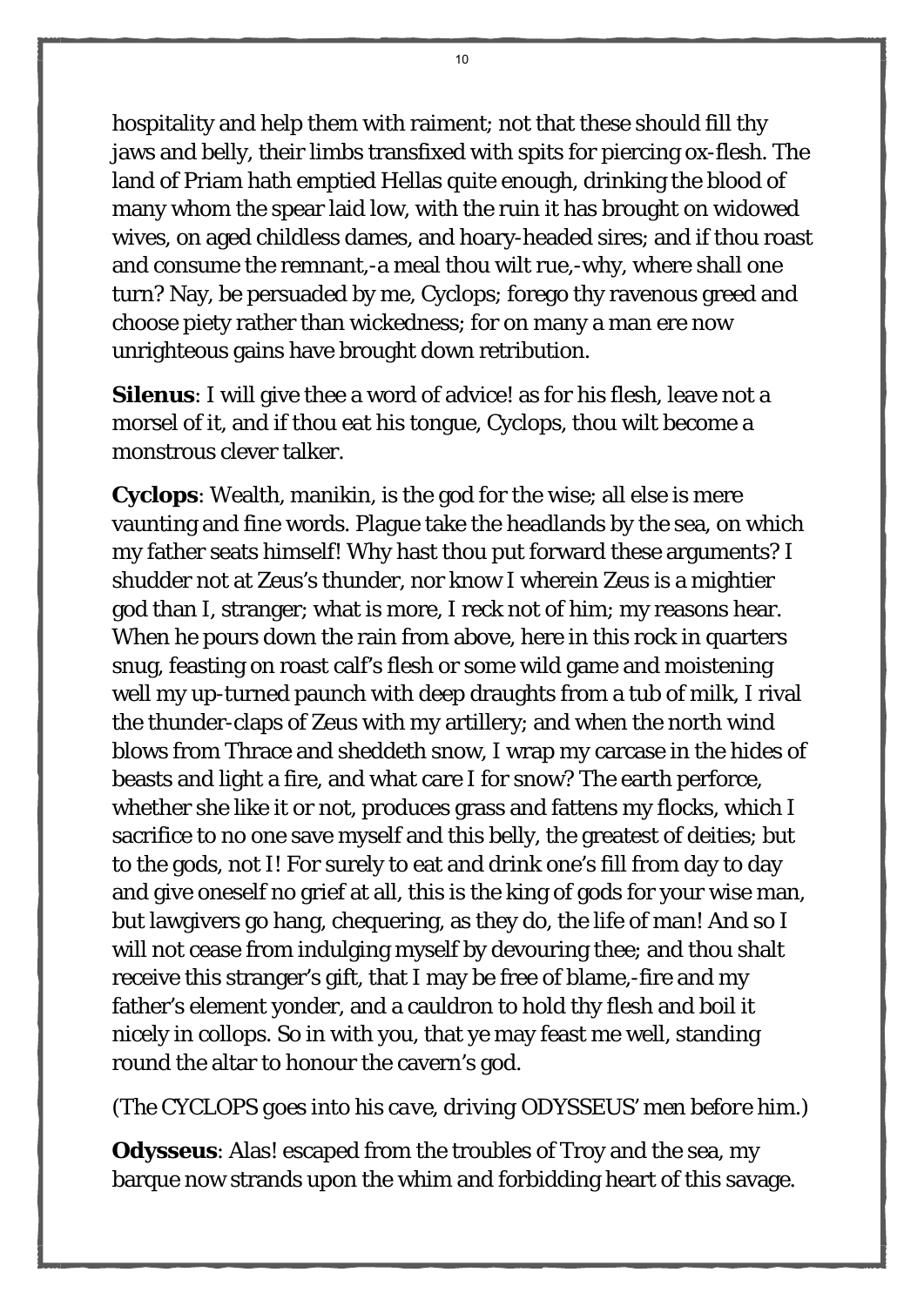hospitality and help them with raiment; not that these should fill thy jaws and belly, their limbs transfixed with spits for piercing ox-flesh. The land of Priam hath emptied Hellas quite enough, drinking the blood of many whom the spear laid low, with the ruin it has brought on widowed wives, on aged childless dames, and hoary-headed sires; and if thou roast and consume the remnant,-a meal thou wilt rue,-why, where shall one turn? Nay, be persuaded by me, Cyclops; forego thy ravenous greed and choose piety rather than wickedness; for on many a man ere now unrighteous gains have brought down retribution.

**Silenus**: I will give thee a word of advice! as for his flesh, leave not a morsel of it, and if thou eat his tongue, Cyclops, thou wilt become a monstrous clever talker.

**Cyclops**: Wealth, manikin, is the god for the wise; all else is mere vaunting and fine words. Plague take the headlands by the sea, on which my father seats himself! Why hast thou put forward these arguments? I shudder not at Zeus's thunder, nor know I wherein Zeus is a mightier god than I, stranger; what is more, I reck not of him; my reasons hear. When he pours down the rain from above, here in this rock in quarters snug, feasting on roast calf's flesh or some wild game and moistening well my up-turned paunch with deep draughts from a tub of milk, I rival the thunder-claps of Zeus with my artillery; and when the north wind blows from Thrace and sheddeth snow, I wrap my carcase in the hides of beasts and light a fire, and what care I for snow? The earth perforce, whether she like it or not, produces grass and fattens my flocks, which I sacrifice to no one save myself and this belly, the greatest of deities; but to the gods, not I! For surely to eat and drink one's fill from day to day and give oneself no grief at all, this is the king of gods for your wise man, but lawgivers go hang, chequering, as they do, the life of man! And so I will not cease from indulging myself by devouring thee; and thou shalt receive this stranger's gift, that I may be free of blame,-fire and my father's element yonder, and a cauldron to hold thy flesh and boil it nicely in collops. So in with you, that ye may feast me well, standing round the altar to honour the cavern's god.

*(The CYCLOPS goes into his cave, driving ODYSSEUS' men before him.)*

**Odysseus**: Alas! escaped from the troubles of Troy and the sea, my barque now strands upon the whim and forbidding heart of this savage.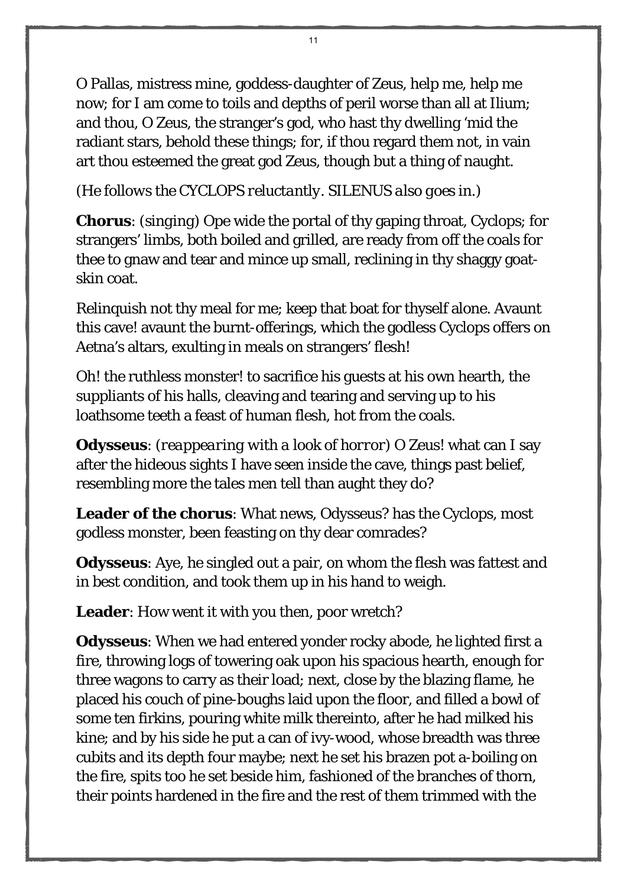O Pallas, mistress mine, goddess-daughter of Zeus, help me, help me now; for I am come to toils and depths of peril worse than all at Ilium; and thou, O Zeus, the stranger's god, who hast thy dwelling 'mid the radiant stars, behold these things; for, if thou regard them not, in vain art thou esteemed the great god Zeus, though but a thing of naught.

*(He follows the CYCLOPS reluctantly. SILENUS also goes in.)*

**Chorus**: *(singing)* Ope wide the portal of thy gaping throat, Cyclops; for strangers' limbs, both boiled and grilled, are ready from off the coals for thee to gnaw and tear and mince up small, reclining in thy shaggy goat-skin coat.

Relinquish not thy meal for me; keep that boat for thyself alone. Avaunt this cave! avaunt the burnt-offerings, which the godless Cyclops offers on Aetna's altars, exulting in meals on strangers' flesh!

Oh! the ruthless monster! to sacrifice his guests at his own hearth, the suppliants of his halls, cleaving and tearing and serving up to his loathsome teeth a feast of human flesh, hot from the coals.

**Odysseus**: *(reappearing with a look of horror)* O Zeus! what can I say after the hideous sights I have seen inside the cave, things past belief, resembling more the tales men tell than aught they do?

**Leader of the chorus**: What news, Odysseus? has the Cyclops, most godless monster, been feasting on thy dear comrades?

**Odysseus**: Aye, he singled out a pair, on whom the flesh was fattest and in best condition, and took them up in his hand to weigh.

**Leader**: How went it with you then, poor wretch?

**Odysseus**: When we had entered yonder rocky abode, he lighted first a fire, throwing logs of towering oak upon his spacious hearth, enough for three wagons to carry as their load; next, close by the blazing flame, he placed his couch of pine-boughs laid upon the floor, and filled a bowl of some ten firkins, pouring white milk thereinto, after he had milked his kine; and by his side he put a can of ivy-wood, whose breadth was three cubits and its depth four maybe; next he set his brazen pot a-boiling on the fire, spits too he set beside him, fashioned of the branches of thorn, their points hardened in the fire and the rest of them trimmed with the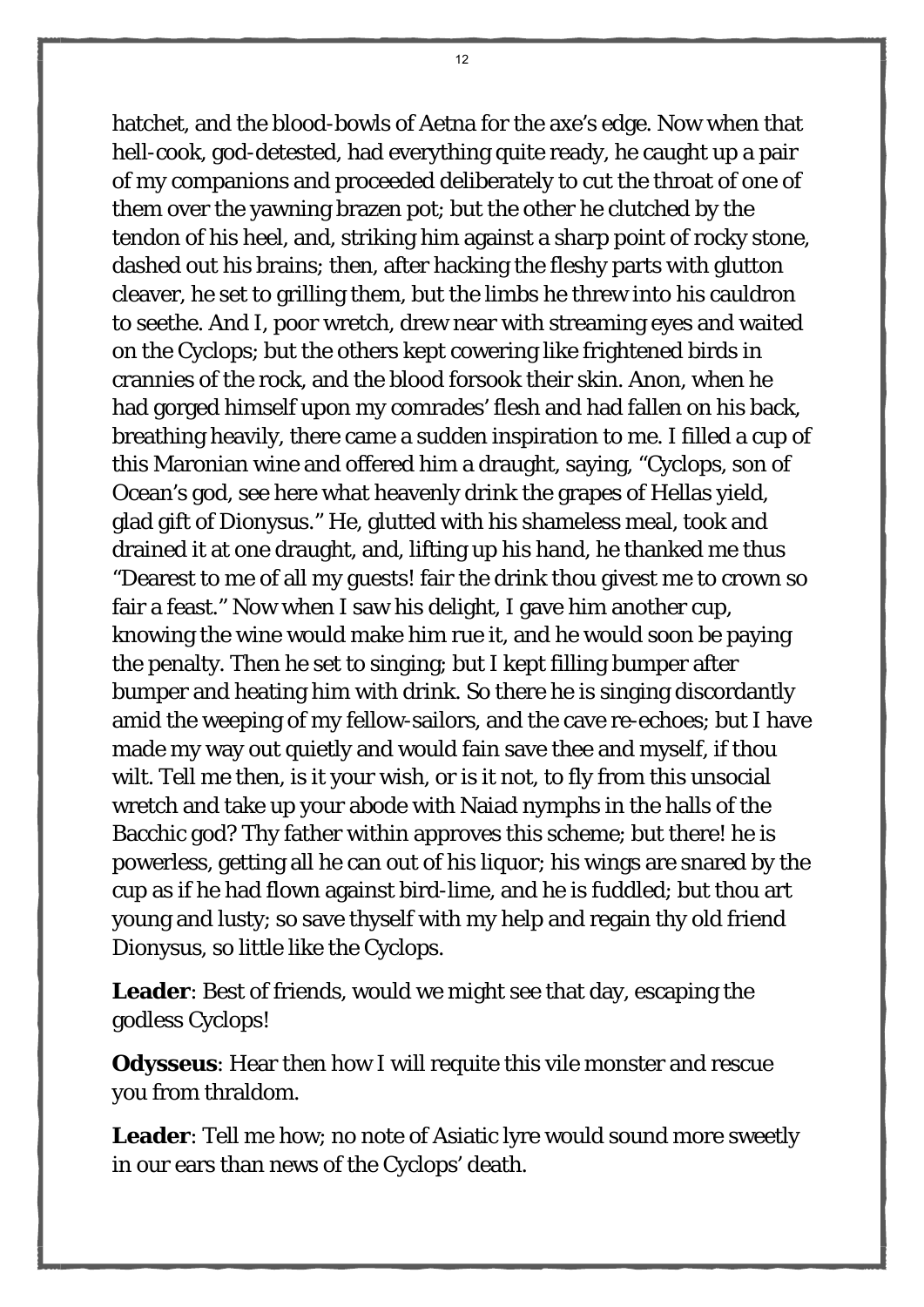hatchet, and the blood-bowls of Aetna for the axe's edge. Now when that hell-cook, god-detested, had everything quite ready, he caught up a pair of my companions and proceeded deliberately to cut the throat of one of them over the yawning brazen pot; but the other he clutched by the tendon of his heel, and, striking him against a sharp point of rocky stone, dashed out his brains; then, after hacking the fleshy parts with glutton cleaver, he set to grilling them, but the limbs he threw into his cauldron to seethe. And I, poor wretch, drew near with streaming eyes and waited on the Cyclops; but the others kept cowering like frightened birds in crannies of the rock, and the blood forsook their skin. Anon, when he had gorged himself upon my comrades' flesh and had fallen on his back, breathing heavily, there came a sudden inspiration to me. I filled a cup of this Maronian wine and offered him a draught, saying, "Cyclops, son of Ocean's god, see here what heavenly drink the grapes of Hellas yield, glad gift of Dionysus." He, glutted with his shameless meal, took and drained it at one draught, and, lifting up his hand, he thanked me thus "Dearest to me of all my guests! fair the drink thou givest me to crown so fair a feast." Now when I saw his delight, I gave him another cup, knowing the wine would make him rue it, and he would soon be paying the penalty. Then he set to singing; but I kept filling bumper after bumper and heating him with drink. So there he is singing discordantly amid the weeping of my fellow-sailors, and the cave re-echoes; but I have made my way out quietly and would fain save thee and myself, if thou wilt. Tell me then, is it your wish, or is it not, to fly from this unsocial wretch and take up your abode with Naiad nymphs in the halls of the Bacchic god? Thy father within approves this scheme; but there! he is powerless, getting all he can out of his liquor; his wings are snared by the cup as if he had flown against bird-lime, and he is fuddled; but thou art young and lusty; so save thyself with my help and regain thy old friend Dionysus, so little like the Cyclops.

**Leader**: Best of friends, would we might see that day, escaping the godless Cyclops!

**Odysseus**: Hear then how I will requite this vile monster and rescue you from thraldom.

**Leader**: Tell me how; no note of Asiatic lyre would sound more sweetly in our ears than news of the Cyclops' death.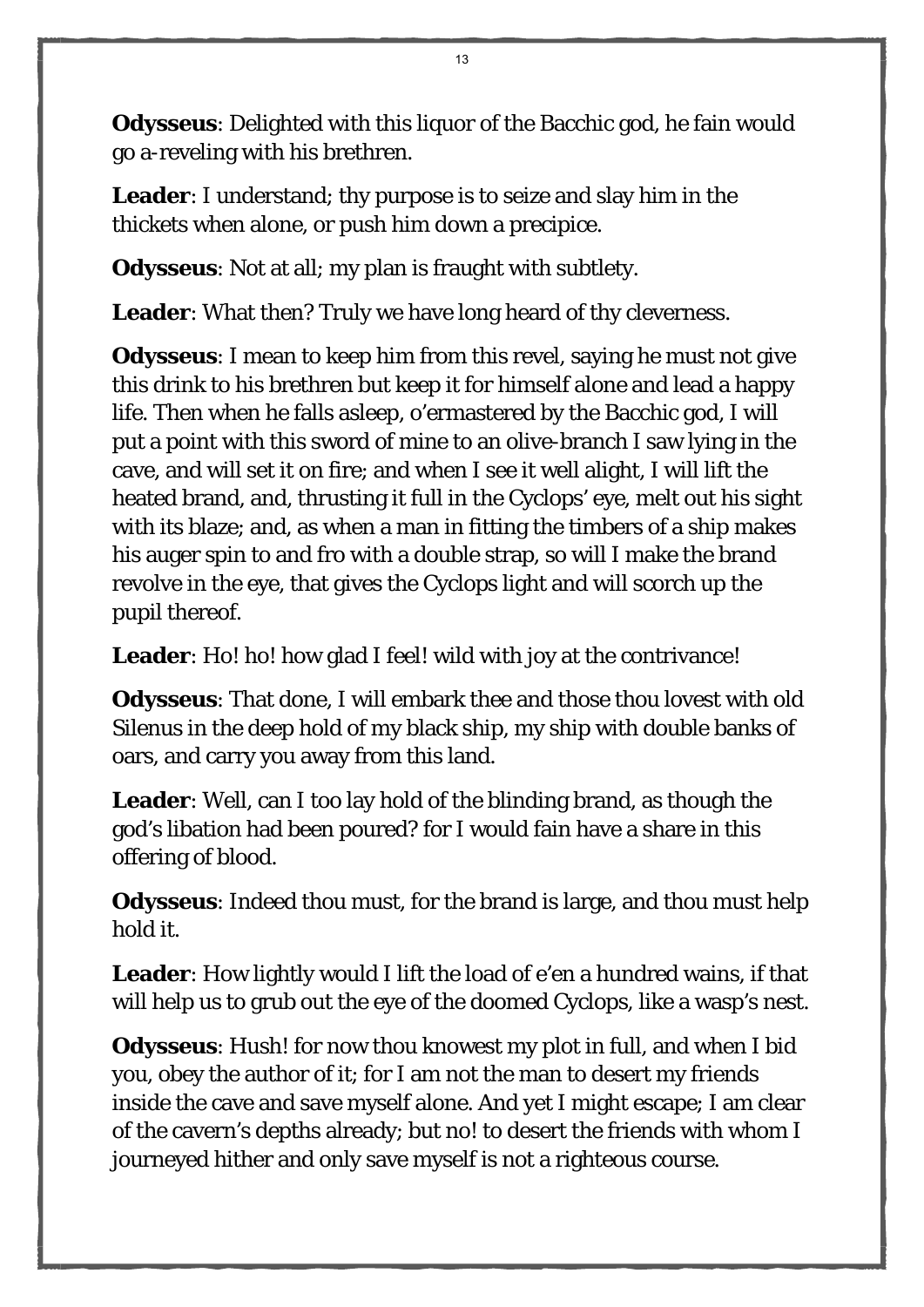**Odysseus**: Delighted with this liquor of the Bacchic god, he fain would go a-reveling with his brethren.

**Leader**: I understand; thy purpose is to seize and slay him in the thickets when alone, or push him down a precipice.

**Odysseus**: Not at all; my plan is fraught with subtlety.

**Leader**: What then? Truly we have long heard of thy cleverness.

**Odysseus**: I mean to keep him from this revel, saying he must not give this drink to his brethren but keep it for himself alone and lead a happy life. Then when he falls asleep, o'ermastered by the Bacchic god, I will put a point with this sword of mine to an olive-branch I saw lying in the cave, and will set it on fire; and when I see it well alight, I will lift the heated brand, and, thrusting it full in the Cyclops' eye, melt out his sight with its blaze; and, as when a man in fitting the timbers of a ship makes his auger spin to and fro with a double strap, so will I make the brand revolve in the eye, that gives the Cyclops light and will scorch up the pupil thereof.

**Leader**: Ho! ho! how glad I feel! wild with joy at the contrivance!

**Odysseus**: That done, I will embark thee and those thou lovest with old Silenus in the deep hold of my black ship, my ship with double banks of oars, and carry you away from this land.

**Leader**: Well, can I too lay hold of the blinding brand, as though the god's libation had been poured? for I would fain have a share in this offering of blood.

**Odysseus**: Indeed thou must, for the brand is large, and thou must help hold it.

**Leader**: How lightly would I lift the load of e'en a hundred wains, if that will help us to grub out the eye of the doomed Cyclops, like a wasp's nest.

**Odysseus**: Hush! for now thou knowest my plot in full, and when I bid you, obey the author of it; for I am not the man to desert my friends inside the cave and save myself alone. And yet I might escape; I am clear of the cavern's depths already; but no! to desert the friends with whom I journeyed hither and only save myself is not a righteous course.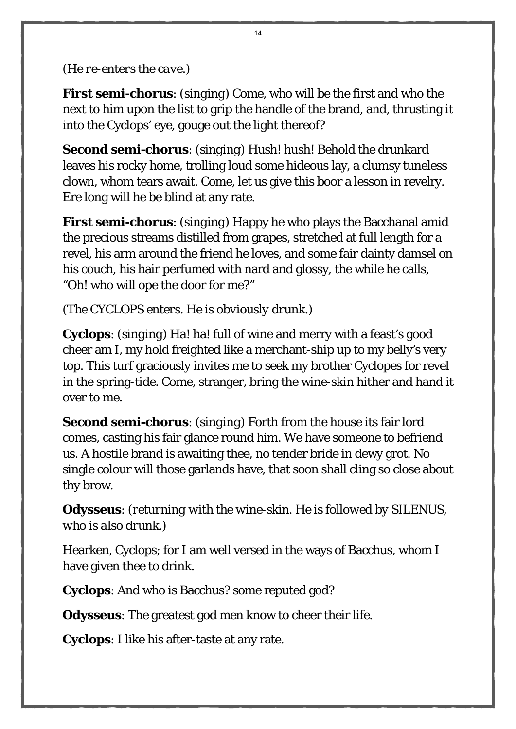*(He re-enters the cave.)*

**First semi-chorus**: (singing) Come, who will be the first and who the next to him upon the list to grip the handle of the brand, and, thrusting it into the Cyclops' eye, gouge out the light thereof?

**Second semi-chorus**: (singing) Hush! hush! Behold the drunkard leaves his rocky home, trolling loud some hideous lay, a clumsy tuneless clown, whom tears await. Come, let us give this boor a lesson in revelry. Ere long will he be blind at any rate.

**First semi-chorus**: (singing) Happy he who plays the Bacchanal amid the precious streams distilled from grapes, stretched at full length for a revel, his arm around the friend he loves, and some fair dainty damsel on his couch, his hair perfumed with nard and glossy, the while he calls, "Oh! who will ope the door for me?"

*(The CYCLOPS enters. He is obviously drunk.)*

**Cyclops**: (singing) Ha! ha! full of wine and merry with a feast's good cheer am I, my hold freighted like a merchant-ship up to my belly's very top. This turf graciously invites me to seek my brother Cyclopes for revel in the spring-tide. Come, stranger, bring the wine-skin hither and hand it over to me.

**Second semi-chorus**: (singing) Forth from the house its fair lord comes, casting his fair glance round him. We have someone to befriend us. A hostile brand is awaiting thee, no tender bride in dewy grot. No single colour will those garlands have, that soon shall cling so close about thy brow.

**Odysseus**: *(returning with the wine-skin. He is followed by SILENUS, who is also drunk.)*

Hearken, Cyclops; for I am well versed in the ways of Bacchus, whom I have given thee to drink.

**Cyclops**: And who is Bacchus? some reputed god?

**Odysseus**: The greatest god men know to cheer their life.

**Cyclops**: I like his after-taste at any rate.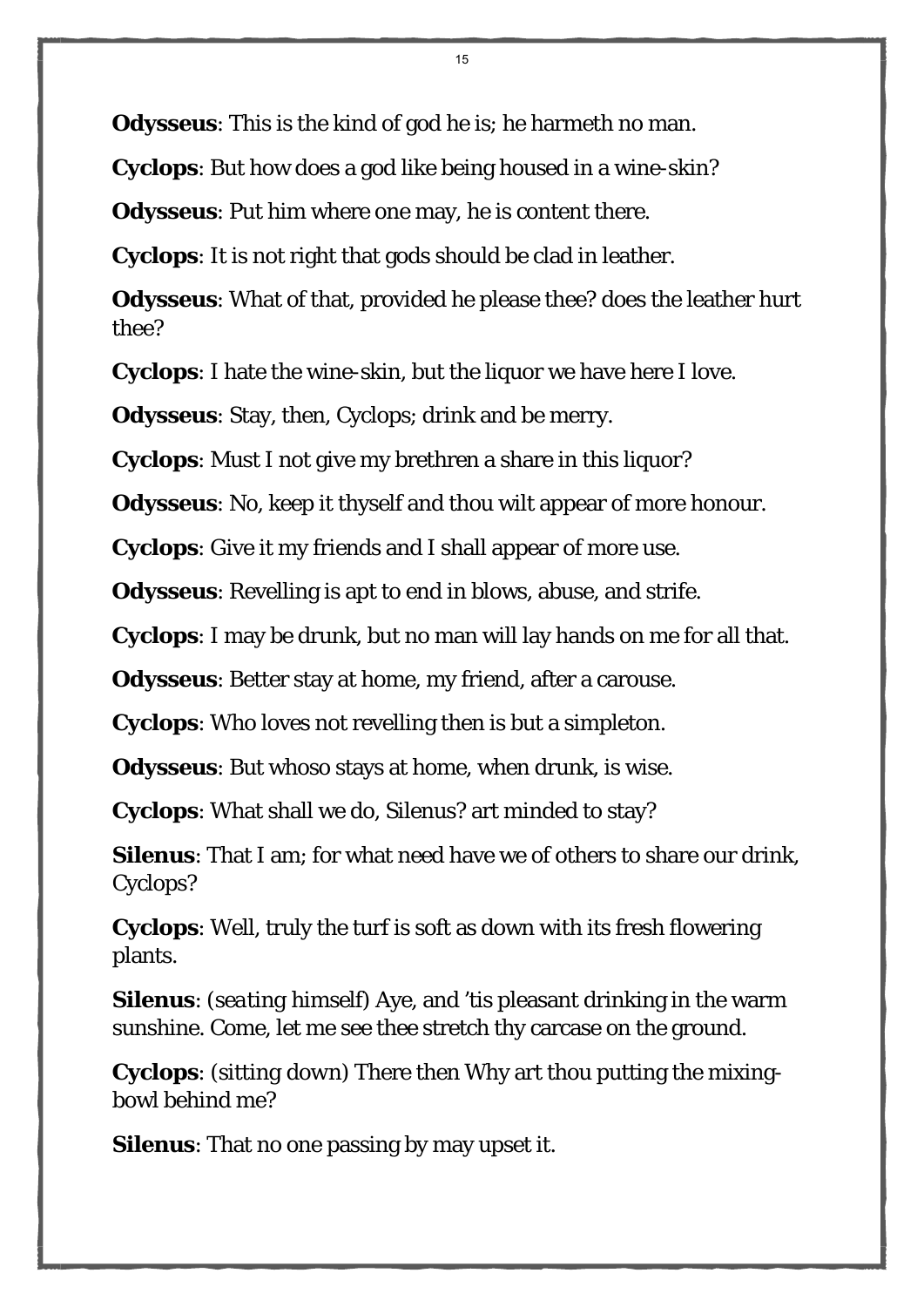**Odysseus**: This is the kind of god he is; he harmeth no man.

**Cyclops**: But how does a god like being housed in a wine-skin?

**Odysseus**: Put him where one may, he is content there.

**Cyclops**: It is not right that gods should be clad in leather.

**Odysseus**: What of that, provided he please thee? does the leather hurt thee?

**Cyclops**: I hate the wine-skin, but the liquor we have here I love.

**Odysseus**: Stay, then, Cyclops; drink and be merry.

**Cyclops**: Must I not give my brethren a share in this liquor?

**Odysseus**: No, keep it thyself and thou wilt appear of more honour.

**Cyclops**: Give it my friends and I shall appear of more use.

**Odysseus**: Revelling is apt to end in blows, abuse, and strife.

**Cyclops**: I may be drunk, but no man will lay hands on me for all that.

**Odysseus**: Better stay at home, my friend, after a carouse.

**Cyclops**: Who loves not revelling then is but a simpleton.

**Odysseus**: But whoso stays at home, when drunk, is wise.

**Cyclops**: What shall we do, Silenus? art minded to stay?

**Silenus**: That I am; for what need have we of others to share our drink, Cyclops?

**Cyclops**: Well, truly the turf is soft as down with its fresh flowering plants.

**Silenus**: *(seating himself)* Aye, and 'tis pleasant drinking in the warm sunshine. Come, let me see thee stretch thy carcase on the ground.

**Cyclops**: (sitting down) There then Why art thou putting the mixing-bowl behind me?

**Silenus**: That no one passing by may upset it.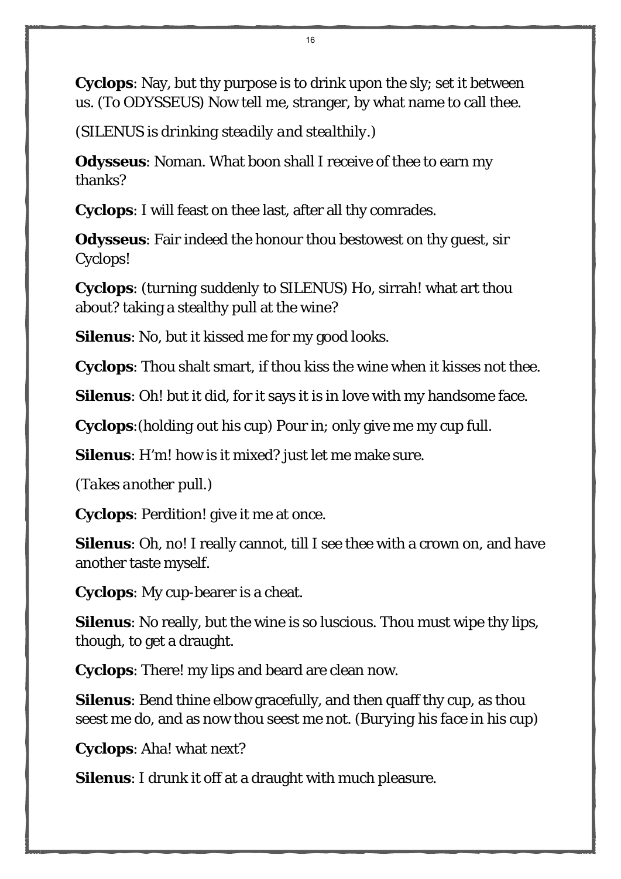**Cyclops**: Nay, but thy purpose is to drink upon the sly; set it between us. (To ODYSSEUS) Now tell me, stranger, by what name to call thee.

*(SILENUS is drinking steadily and stealthily.)*

**Odysseus**: Noman. What boon shall I receive of thee to earn my thanks?

**Cyclops**: I will feast on thee last, after all thy comrades.

**Odysseus**: Fair indeed the honour thou bestowest on thy guest, sir Cyclops!

**Cyclops**: (turning suddenly to SILENUS) Ho, sirrah! what art thou about? taking a stealthy pull at the wine?

**Silenus**: No, but it kissed me for my good looks.

**Cyclops**: Thou shalt smart, if thou kiss the wine when it kisses not thee.

**Silenus**: Oh! but it did, for it says it is in love with my handsome face.

**Cyclops**:(holding out his cup) Pour in; only give me my cup full.

**Silenus**: H'm! how is it mixed? just let me make sure.

*(Takes another pull.)*

**Cyclops**: Perdition! give it me at once.

**Silenus**: Oh, no! I really cannot, till I see thee with a crown on, and have another taste myself.

**Cyclops**: My cup-bearer is a cheat.

**Silenus**: No really, but the wine is so luscious. Thou must wipe thy lips, though, to get a draught.

**Cyclops**: There! my lips and beard are clean now.

**Silenus**: Bend thine elbow gracefully, and then quaff thy cup, as thou seest me do, and as now thou seest me not. (*Burying his face in his cup*)

**Cyclops**: Aha! what next?

**Silenus**: I drunk it off at a draught with much pleasure.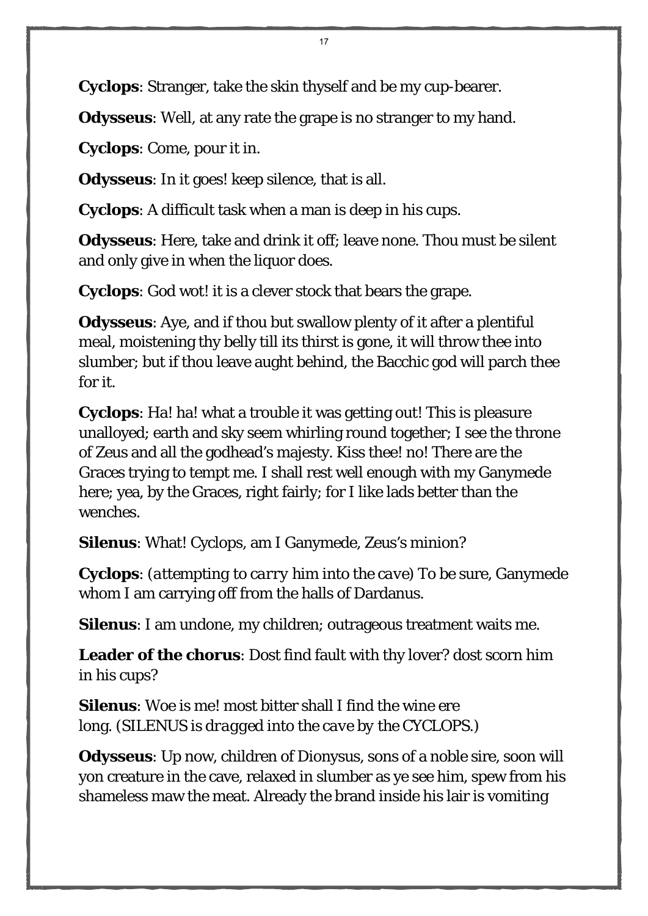**Cyclops**: Stranger, take the skin thyself and be my cup-bearer.

**Odysseus**: Well, at any rate the grape is no stranger to my hand.

**Cyclops**: Come, pour it in.

**Odysseus**: In it goes! keep silence, that is all.

**Cyclops**: A difficult task when a man is deep in his cups.

**Odysseus**: Here, take and drink it off; leave none. Thou must be silent and only give in when the liquor does.

**Cyclops**: God wot! it is a clever stock that bears the grape.

**Odysseus**: Aye, and if thou but swallow plenty of it after a plentiful meal, moistening thy belly till its thirst is gone, it will throw thee into slumber; but if thou leave aught behind, the Bacchic god will parch thee for it.

**Cyclops**: Ha! ha! what a trouble it was getting out! This is pleasure unalloyed; earth and sky seem whirling round together; I see the throne of Zeus and all the godhead's majesty. Kiss thee! no! There are the Graces trying to tempt me. I shall rest well enough with my Ganymede here; yea, by the Graces, right fairly; for I like lads better than the wenches.

**Silenus**: What! Cyclops, am I Ganymede, Zeus's minion?

**Cyclops**: *(attempting to carry him into the cave)* To be sure, Ganymede whom I am carrying off from the halls of Dardanus.

**Silenus**: I am undone, my children; outrageous treatment waits me.

**Leader of the chorus**: Dost find fault with thy lover? dost scorn him in his cups?

**Silenus**: Woe is me! most bitter shall I find the wine ere long. *(SILENUS is dragged into the cave by the CYCLOPS.)*

**Odysseus**: Up now, children of Dionysus, sons of a noble sire, soon will yon creature in the cave, relaxed in slumber as ye see him, spew from his shameless maw the meat. Already the brand inside his lair is vomiting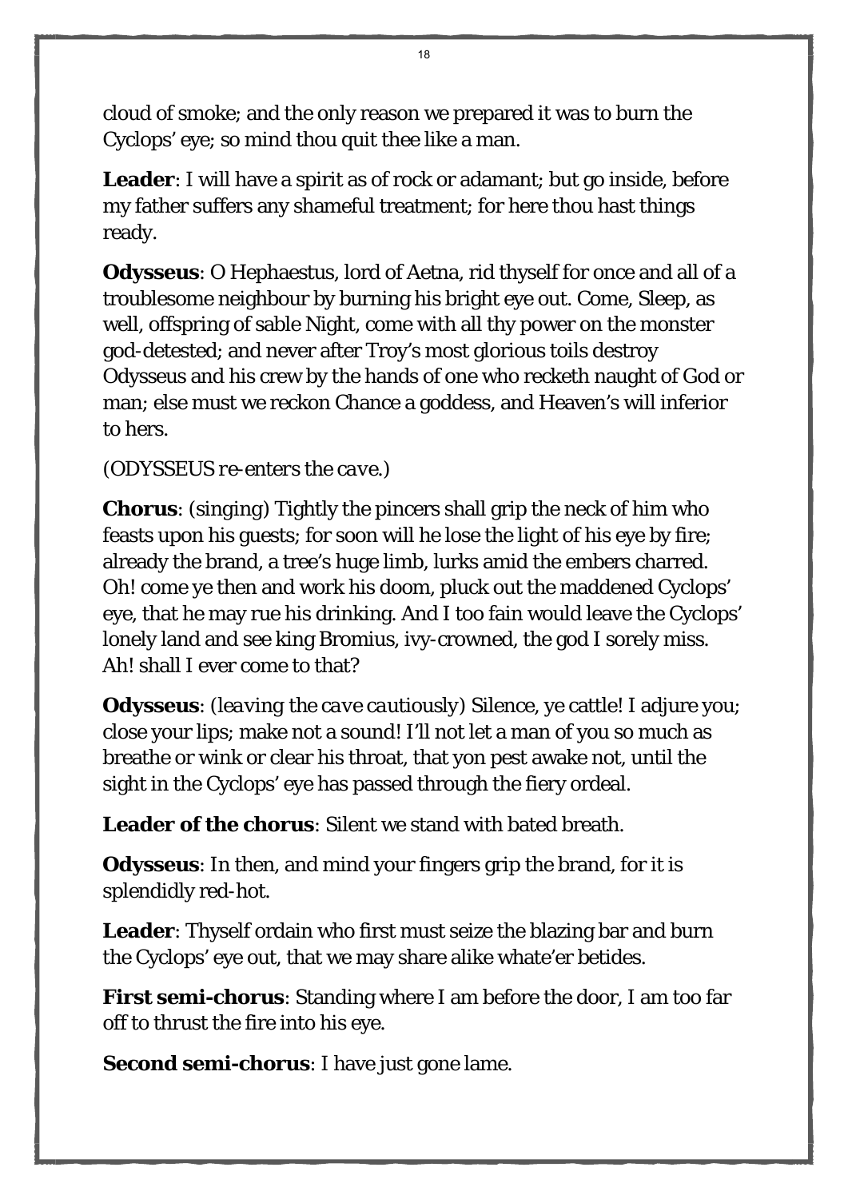cloud of smoke; and the only reason we prepared it was to burn the Cyclops' eye; so mind thou quit thee like a man.

**Leader**: I will have a spirit as of rock or adamant; but go inside, before my father suffers any shameful treatment; for here thou hast things ready.

**Odysseus**: O Hephaestus, lord of Aetna, rid thyself for once and all of a troublesome neighbour by burning his bright eye out. Come, Sleep, as well, offspring of sable Night, come with all thy power on the monster god-detested; and never after Troy's most glorious toils destroy Odysseus and his crew by the hands of one who recketh naught of God or man; else must we reckon Chance a goddess, and Heaven's will inferior to hers.

*(ODYSSEUS re-enters the cave.)*

**Chorus**: *(singing)* Tightly the pincers shall grip the neck of him who feasts upon his guests; for soon will he lose the light of his eye by fire; already the brand, a tree's huge limb, lurks amid the embers charred. Oh! come ye then and work his doom, pluck out the maddened Cyclops' eye, that he may rue his drinking. And I too fain would leave the Cyclops' lonely land and see king Bromius, ivy-crowned, the god I sorely miss. Ah! shall I ever come to that?

**Odysseus**: *(leaving the cave cautiously)* Silence, ye cattle! I adjure you; close your lips; make not a sound! I'll not let a man of you so much as breathe or wink or clear his throat, that yon pest awake not, until the sight in the Cyclops' eye has passed through the fiery ordeal.

**Leader of the chorus**: Silent we stand with bated breath.

**Odysseus**: In then, and mind your fingers grip the brand, for it is splendidly red-hot.

**Leader**: Thyself ordain who first must seize the blazing bar and burn the Cyclops' eye out, that we may share alike whate'er betides.

**First semi-chorus**: Standing where I am before the door, I am too far off to thrust the fire into his eye.

**Second semi-chorus**: I have just gone lame.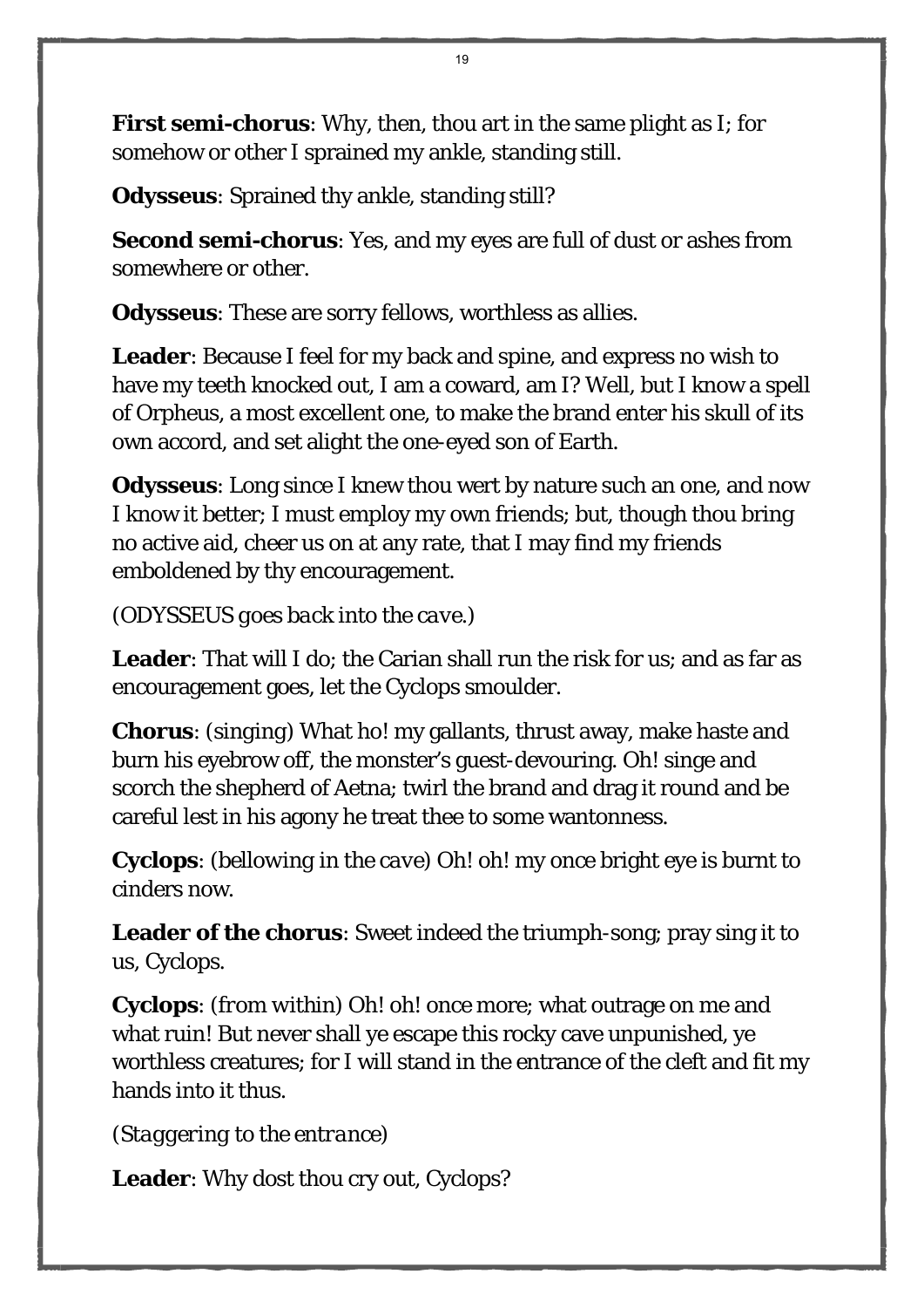**First semi-chorus**: Why, then, thou art in the same plight as I; for somehow or other I sprained my ankle, standing still.

**Odysseus**: Sprained thy ankle, standing still?

**Second semi-chorus**: Yes, and my eyes are full of dust or ashes from somewhere or other.

**Odysseus**: These are sorry fellows, worthless as allies.

**Leader**: Because I feel for my back and spine, and express no wish to have my teeth knocked out, I am a coward, am I? Well, but I know a spell of Orpheus, a most excellent one, to make the brand enter his skull of its own accord, and set alight the one-eyed son of Earth.

**Odysseus**: Long since I knew thou wert by nature such an one, and now I know it better; I must employ my own friends; but, though thou bring no active aid, cheer us on at any rate, that I may find my friends emboldened by thy encouragement.

*(ODYSSEUS goes back into the cave.)*

**Leader**: That will I do; the Carian shall run the risk for us; and as far as encouragement goes, let the Cyclops smoulder.

**Chorus**: *(singing)* What ho! my gallants, thrust away, make haste and burn his eyebrow off, the monster's guest-devouring. Oh! singe and scorch the shepherd of Aetna; twirl the brand and drag it round and be careful lest in his agony he treat thee to some wantonness.

**Cyclops**: *(bellowing in the cave)* Oh! oh! my once bright eye is burnt to cinders now.

**Leader of the chorus**: Sweet indeed the triumph-song; pray sing it to us, Cyclops.

**Cyclops**: *(from within)* Oh! oh! once more; what outrage on me and what ruin! But never shall ye escape this rocky cave unpunished, ye worthless creatures; for I will stand in the entrance of the cleft and fit my hands into it thus.

*(Staggering to the entrance)*

**Leader**: Why dost thou cry out, Cyclops?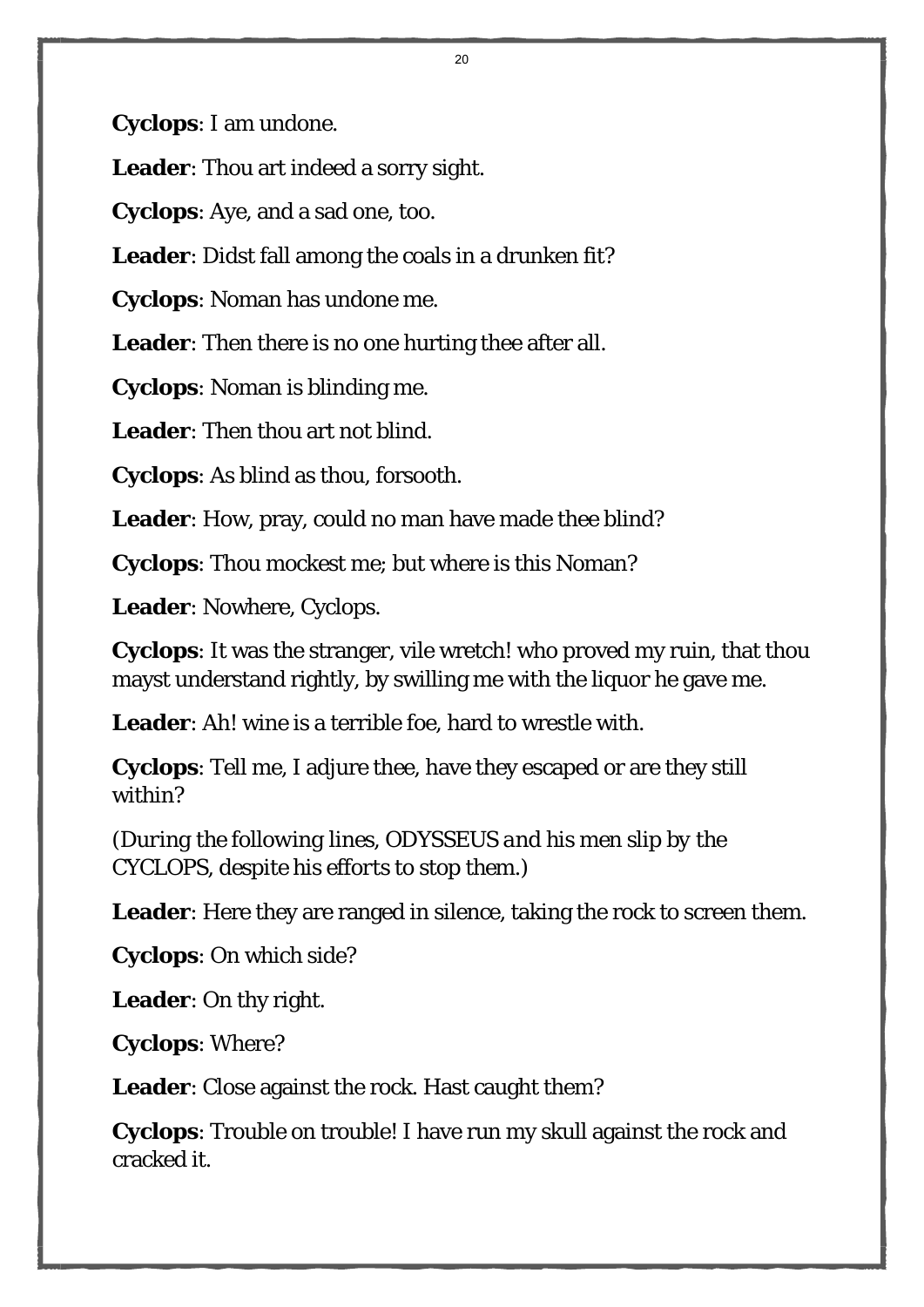**Cyclops**: I am undone.

**Leader**: Thou art indeed a sorry sight.

**Cyclops**: Aye, and a sad one, too.

**Leader**: Didst fall among the coals in a drunken fit?

**Cyclops**: Noman has undone me.

**Leader**: Then there is no one hurting thee after all.

**Cyclops**: Noman is blinding me.

**Leader**: Then thou art not blind.

**Cyclops**: As blind as thou, forsooth.

**Leader**: How, pray, could no man have made thee blind?

**Cyclops**: Thou mockest me; but where is this Noman?

**Leader**: Nowhere, Cyclops.

**Cyclops**: It was the stranger, vile wretch! who proved my ruin, that thou mayst understand rightly, by swilling me with the liquor he gave me.

**Leader**: Ah! wine is a terrible foe, hard to wrestle with.

**Cyclops**: Tell me, I adjure thee, have they escaped or are they still within?

(During the following lines, ODYSSEUS and his men slip by the CYCLOPS, despite his efforts to stop them.)

**Leader**: Here they are ranged in silence, taking the rock to screen them.

**Cyclops**: On which side?

**Leader**: On thy right.

**Cyclops**: Where?

**Leader**: Close against the rock. Hast caught them?

**Cyclops**: Trouble on trouble! I have run my skull against the rock and cracked it.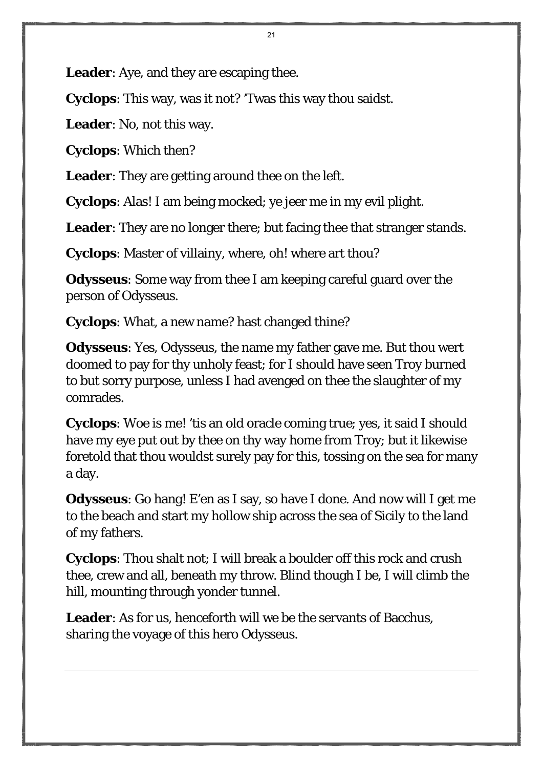**Leader**: Aye, and they are escaping thee.

**Cyclops**: This way, was it not? 'Twas this way thou saidst.

**Leader**: No, not this way.

**Cyclops**: Which then?

**Leader**: They are getting around thee on the left.

**Cyclops**: Alas! I am being mocked; ye jeer me in my evil plight.

**Leader**: They are no longer there; but facing thee that stranger stands.

**Cyclops**: Master of villainy, where, oh! where art thou?

**Odysseus**: Some way from thee I am keeping careful guard over the person of Odysseus.

**Cyclops**: What, a new name? hast changed thine?

**Odysseus**: Yes, Odysseus, the name my father gave me. But thou wert doomed to pay for thy unholy feast; for I should have seen Troy burned to but sorry purpose, unless I had avenged on thee the slaughter of my comrades.

**Cyclops**: Woe is me! 'tis an old oracle coming true; yes, it said I should have my eye put out by thee on thy way home from Troy; but it likewise foretold that thou wouldst surely pay for this, tossing on the sea for many a day.

**Odysseus**: Go hang! E'en as I say, so have I done. And now will I get me to the beach and start my hollow ship across the sea of Sicily to the land of my fathers.

**Cyclops**: Thou shalt not; I will break a boulder off this rock and crush thee, crew and all, beneath my throw. Blind though I be, I will climb the hill, mounting through yonder tunnel.

**Leader**: As for us, henceforth will we be the servants of Bacchus, sharing the voyage of this hero Odysseus.

---